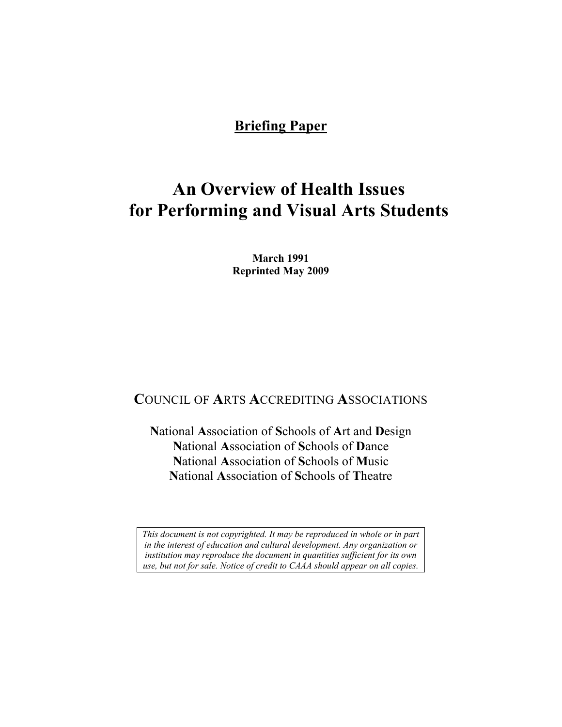**Briefing Paper**

# An Overview of Health Issues for Performing and Visual Arts Students

**March 1991**
**Reprinted May 2009**

COUNCIL OF ARTS ACCREDITING ASSOCIATIONS

National Association of Schools of Art and Design
National Association of Schools of Dance
National Association of Schools of Music
National Association of Schools of Theatre

*This document is not copyrighted. It may be reproduced in whole or in part in the interest of education and cultural development. Any organization or institution may reproduce the document in quantities sufficient for its own use, but not for sale. Notice of credit to CAAA should appear on all copies.*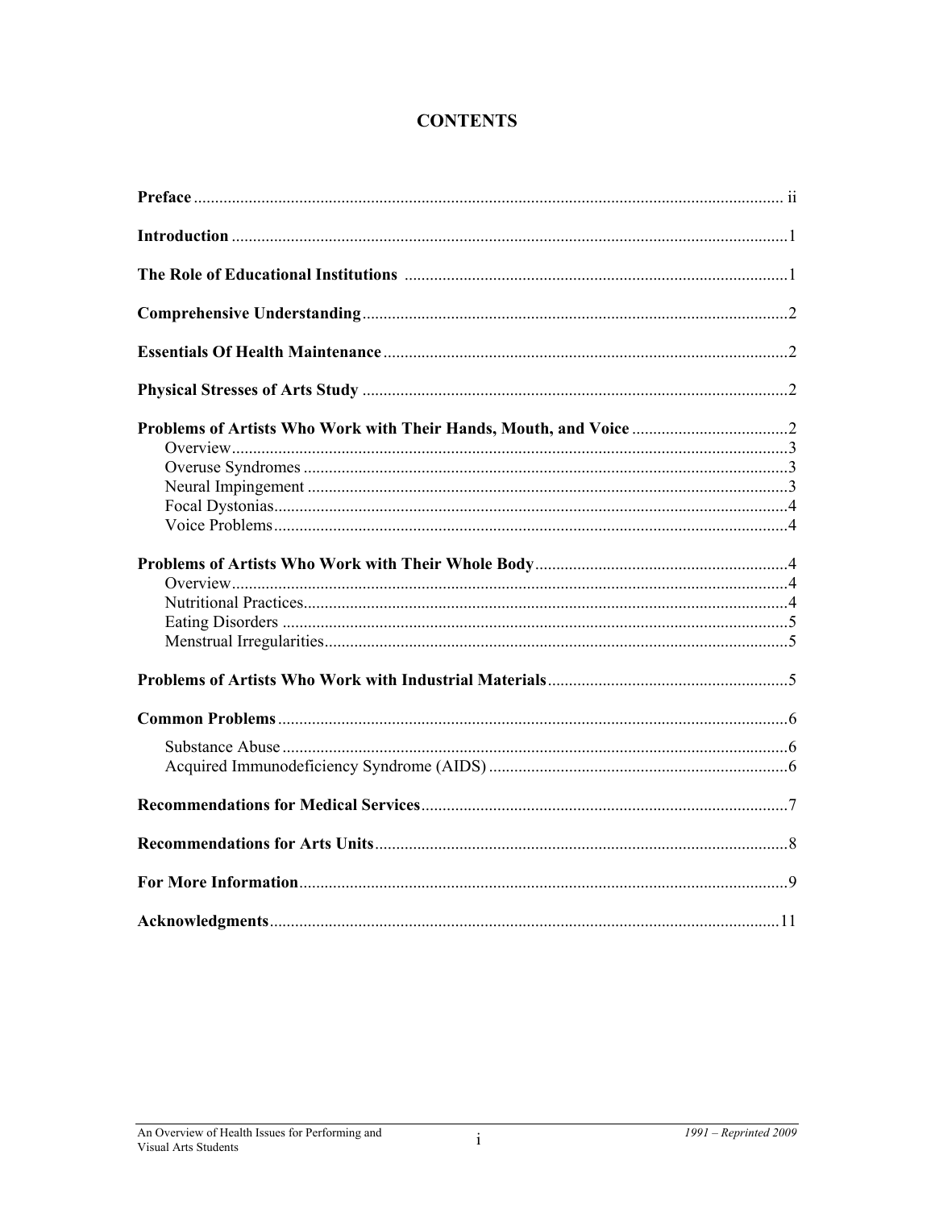# CONTENTS

| | |
|---|---|
| **Preface** | ii |
| **Introduction** | 1 |
| **The Role of Educational Institutions** | 1 |
| **Comprehensive Understanding** | 2 |
| **Essentials Of Health Maintenance** | 2 |
| **Physical Stresses of Arts Study** | 2 |
| **Problems of Artists Who Work with Their Hands, Mouth, and Voice** | 2 |
| Overview | 3 |
| Overuse Syndromes | 3 |
| Neural Impingement | 3 |
| Focal Dystonias | 4 |
| Voice Problems | 4 |
| **Problems of Artists Who Work with Their Whole Body** | 4 |
| Overview | 4 |
| Nutritional Practices | 4 |
| Eating Disorders | 5 |
| Menstrual Irregularities | 5 |
| **Problems of Artists Who Work with Industrial Materials** | 5 |
| **Common Problems** | 6 |
| Substance Abuse | 6 |
| Acquired Immunodeficiency Syndrome (AIDS) | 6 |
| **Recommendations for Medical Services** | 7 |
| **Recommendations for Arts Units** | 8 |
| **For More Information** | 9 |
| **Acknowledgments** | 11 |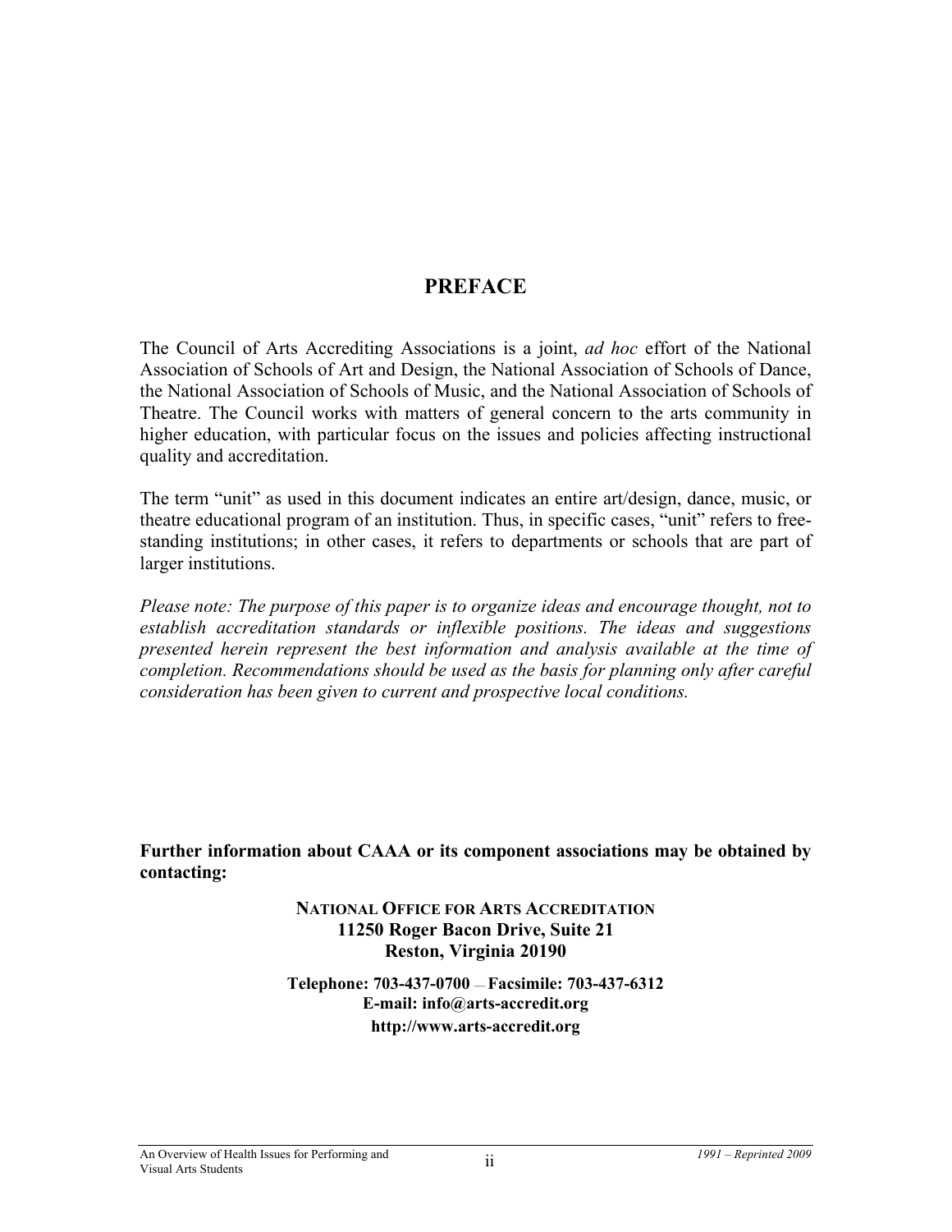# PREFACE

The Council of Arts Accrediting Associations is a joint, *ad hoc* effort of the National Association of Schools of Art and Design, the National Association of Schools of Dance, the National Association of Schools of Music, and the National Association of Schools of Theatre. The Council works with matters of general concern to the arts community in higher education, with particular focus on the issues and policies affecting instructional quality and accreditation.

The term "unit" as used in this document indicates an entire art/design, dance, music, or theatre educational program of an institution. Thus, in specific cases, "unit" refers to free-standing institutions; in other cases, it refers to departments or schools that are part of larger institutions.

*Please note: The purpose of this paper is to organize ideas and encourage thought, not to establish accreditation standards or inflexible positions. The ideas and suggestions presented herein represent the best information and analysis available at the time of completion. Recommendations should be used as the basis for planning only after careful consideration has been given to current and prospective local conditions.*

**Further information about CAAA or its component associations may be obtained by contacting:**

**NATIONAL OFFICE FOR ARTS ACCREDITATION**
**11250 Roger Bacon Drive, Suite 21**
**Reston, Virginia 20190**

**Telephone: 703-437-0700 — Facsimile: 703-437-6312**
**E-mail: info@arts-accredit.org**
**http://www.arts-accredit.org**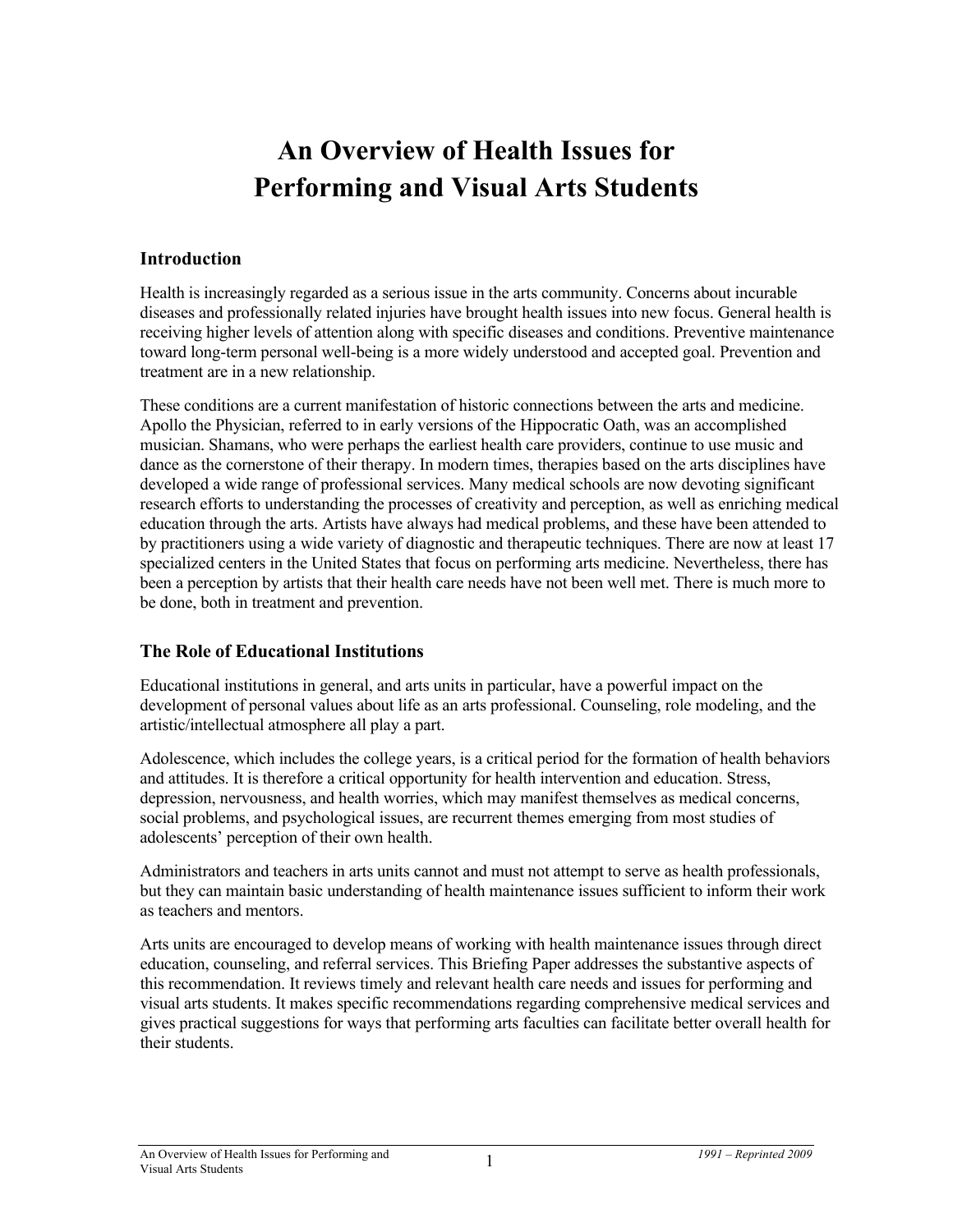# An Overview of Health Issues for Performing and Visual Arts Students

## Introduction

Health is increasingly regarded as a serious issue in the arts community. Concerns about incurable diseases and professionally related injuries have brought health issues into new focus. General health is receiving higher levels of attention along with specific diseases and conditions. Preventive maintenance toward long-term personal well-being is a more widely understood and accepted goal. Prevention and treatment are in a new relationship.

These conditions are a current manifestation of historic connections between the arts and medicine. Apollo the Physician, referred to in early versions of the Hippocratic Oath, was an accomplished musician. Shamans, who were perhaps the earliest health care providers, continue to use music and dance as the cornerstone of their therapy. In modern times, therapies based on the arts disciplines have developed a wide range of professional services. Many medical schools are now devoting significant research efforts to understanding the processes of creativity and perception, as well as enriching medical education through the arts. Artists have always had medical problems, and these have been attended to by practitioners using a wide variety of diagnostic and therapeutic techniques. There are now at least 17 specialized centers in the United States that focus on performing arts medicine. Nevertheless, there has been a perception by artists that their health care needs have not been well met. There is much more to be done, both in treatment and prevention.

## The Role of Educational Institutions

Educational institutions in general, and arts units in particular, have a powerful impact on the development of personal values about life as an arts professional. Counseling, role modeling, and the artistic/intellectual atmosphere all play a part.

Adolescence, which includes the college years, is a critical period for the formation of health behaviors and attitudes. It is therefore a critical opportunity for health intervention and education. Stress, depression, nervousness, and health worries, which may manifest themselves as medical concerns, social problems, and psychological issues, are recurrent themes emerging from most studies of adolescents' perception of their own health.

Administrators and teachers in arts units cannot and must not attempt to serve as health professionals, but they can maintain basic understanding of health maintenance issues sufficient to inform their work as teachers and mentors.

Arts units are encouraged to develop means of working with health maintenance issues through direct education, counseling, and referral services. This Briefing Paper addresses the substantive aspects of this recommendation. It reviews timely and relevant health care needs and issues for performing and visual arts students. It makes specific recommendations regarding comprehensive medical services and gives practical suggestions for ways that performing arts faculties can facilitate better overall health for their students.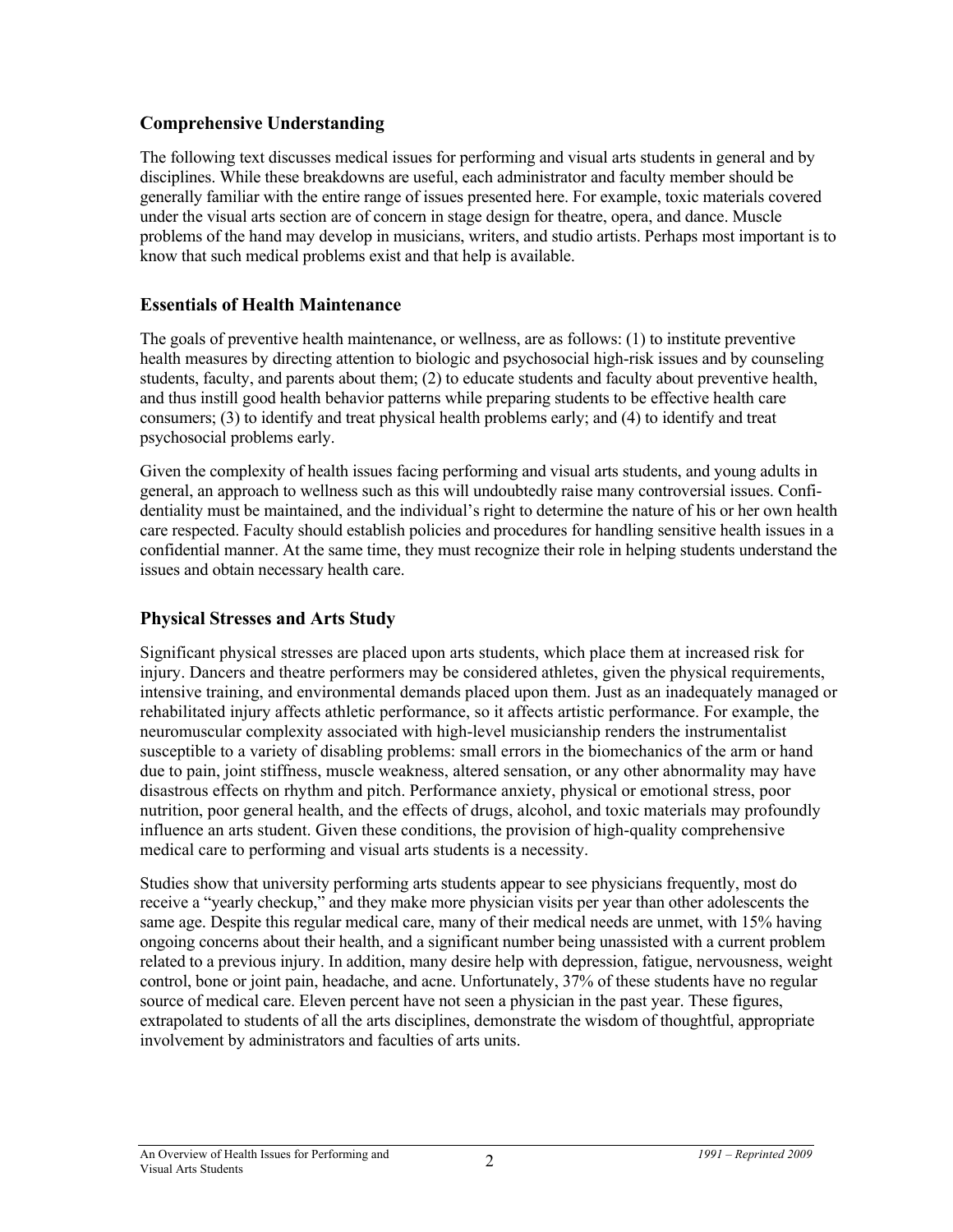## Comprehensive Understanding

The following text discusses medical issues for performing and visual arts students in general and by disciplines. While these breakdowns are useful, each administrator and faculty member should be generally familiar with the entire range of issues presented here. For example, toxic materials covered under the visual arts section are of concern in stage design for theatre, opera, and dance. Muscle problems of the hand may develop in musicians, writers, and studio artists. Perhaps most important is to know that such medical problems exist and that help is available.

## Essentials of Health Maintenance

The goals of preventive health maintenance, or wellness, are as follows: (1) to institute preventive health measures by directing attention to biologic and psychosocial high-risk issues and by counseling students, faculty, and parents about them; (2) to educate students and faculty about preventive health, and thus instill good health behavior patterns while preparing students to be effective health care consumers; (3) to identify and treat physical health problems early; and (4) to identify and treat psychosocial problems early.

Given the complexity of health issues facing performing and visual arts students, and young adults in general, an approach to wellness such as this will undoubtedly raise many controversial issues. Confidentiality must be maintained, and the individual's right to determine the nature of his or her own health care respected. Faculty should establish policies and procedures for handling sensitive health issues in a confidential manner. At the same time, they must recognize their role in helping students understand the issues and obtain necessary health care.

## Physical Stresses and Arts Study

Significant physical stresses are placed upon arts students, which place them at increased risk for injury. Dancers and theatre performers may be considered athletes, given the physical requirements, intensive training, and environmental demands placed upon them. Just as an inadequately managed or rehabilitated injury affects athletic performance, so it affects artistic performance. For example, the neuromuscular complexity associated with high-level musicianship renders the instrumentalist susceptible to a variety of disabling problems: small errors in the biomechanics of the arm or hand due to pain, joint stiffness, muscle weakness, altered sensation, or any other abnormality may have disastrous effects on rhythm and pitch. Performance anxiety, physical or emotional stress, poor nutrition, poor general health, and the effects of drugs, alcohol, and toxic materials may profoundly influence an arts student. Given these conditions, the provision of high-quality comprehensive medical care to performing and visual arts students is a necessity.

Studies show that university performing arts students appear to see physicians frequently, most do receive a "yearly checkup," and they make more physician visits per year than other adolescents the same age. Despite this regular medical care, many of their medical needs are unmet, with 15% having ongoing concerns about their health, and a significant number being unassisted with a current problem related to a previous injury. In addition, many desire help with depression, fatigue, nervousness, weight control, bone or joint pain, headache, and acne. Unfortunately, 37% of these students have no regular source of medical care. Eleven percent have not seen a physician in the past year. These figures, extrapolated to students of all the arts disciplines, demonstrate the wisdom of thoughtful, appropriate involvement by administrators and faculties of arts units.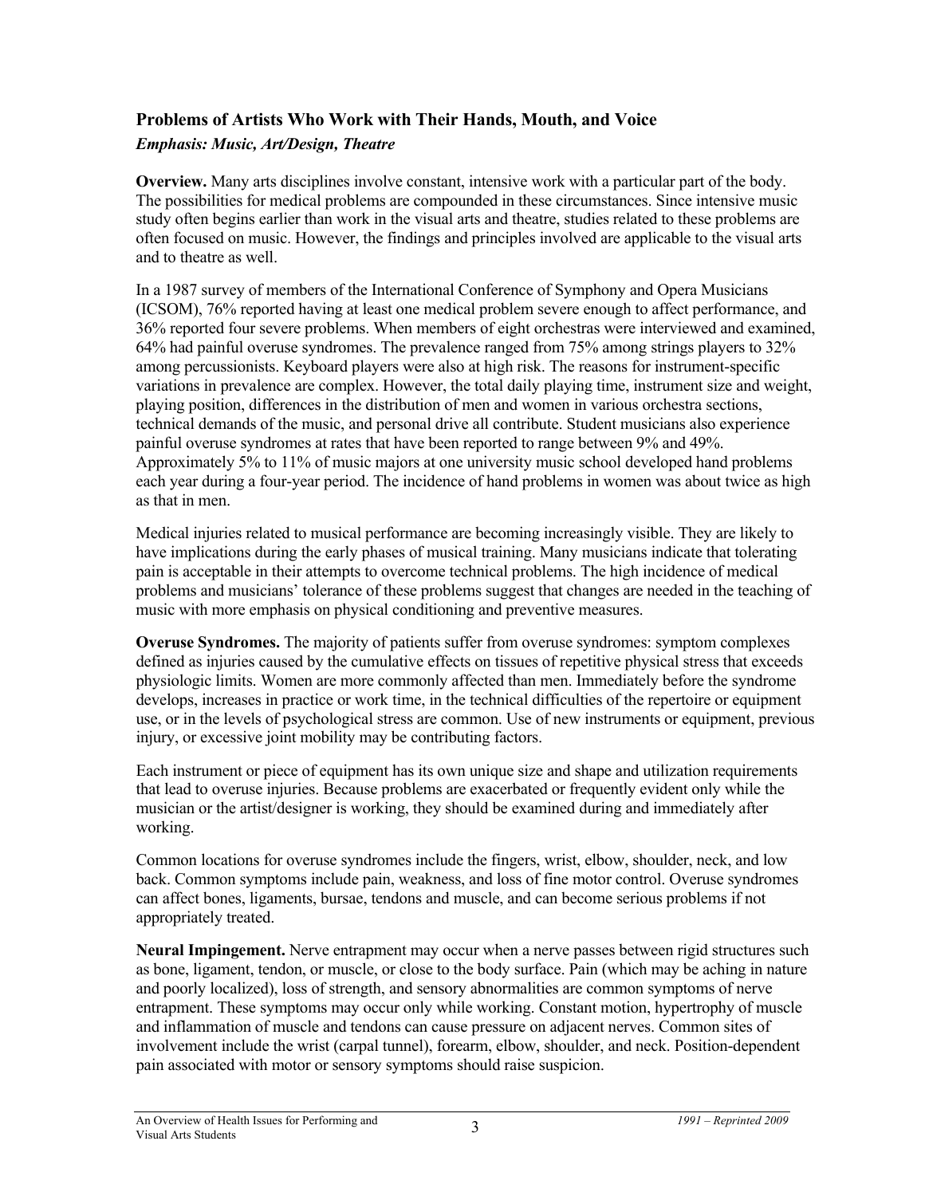## Problems of Artists Who Work with Their Hands, Mouth, and Voice

***Emphasis: Music, Art/Design, Theatre***

**Overview.** Many arts disciplines involve constant, intensive work with a particular part of the body. The possibilities for medical problems are compounded in these circumstances. Since intensive music study often begins earlier than work in the visual arts and theatre, studies related to these problems are often focused on music. However, the findings and principles involved are applicable to the visual arts and to theatre as well.

In a 1987 survey of members of the International Conference of Symphony and Opera Musicians (ICSOM), 76% reported having at least one medical problem severe enough to affect performance, and 36% reported four severe problems. When members of eight orchestras were interviewed and examined, 64% had painful overuse syndromes. The prevalence ranged from 75% among strings players to 32% among percussionists. Keyboard players were also at high risk. The reasons for instrument-specific variations in prevalence are complex. However, the total daily playing time, instrument size and weight, playing position, differences in the distribution of men and women in various orchestra sections, technical demands of the music, and personal drive all contribute. Student musicians also experience painful overuse syndromes at rates that have been reported to range between 9% and 49%. Approximately 5% to 11% of music majors at one university music school developed hand problems each year during a four-year period. The incidence of hand problems in women was about twice as high as that in men.

Medical injuries related to musical performance are becoming increasingly visible. They are likely to have implications during the early phases of musical training. Many musicians indicate that tolerating pain is acceptable in their attempts to overcome technical problems. The high incidence of medical problems and musicians' tolerance of these problems suggest that changes are needed in the teaching of music with more emphasis on physical conditioning and preventive measures.

**Overuse Syndromes.** The majority of patients suffer from overuse syndromes: symptom complexes defined as injuries caused by the cumulative effects on tissues of repetitive physical stress that exceeds physiologic limits. Women are more commonly affected than men. Immediately before the syndrome develops, increases in practice or work time, in the technical difficulties of the repertoire or equipment use, or in the levels of psychological stress are common. Use of new instruments or equipment, previous injury, or excessive joint mobility may be contributing factors.

Each instrument or piece of equipment has its own unique size and shape and utilization requirements that lead to overuse injuries. Because problems are exacerbated or frequently evident only while the musician or the artist/designer is working, they should be examined during and immediately after working.

Common locations for overuse syndromes include the fingers, wrist, elbow, shoulder, neck, and low back. Common symptoms include pain, weakness, and loss of fine motor control. Overuse syndromes can affect bones, ligaments, bursae, tendons and muscle, and can become serious problems if not appropriately treated.

**Neural Impingement.** Nerve entrapment may occur when a nerve passes between rigid structures such as bone, ligament, tendon, or muscle, or close to the body surface. Pain (which may be aching in nature and poorly localized), loss of strength, and sensory abnormalities are common symptoms of nerve entrapment. These symptoms may occur only while working. Constant motion, hypertrophy of muscle and inflammation of muscle and tendons can cause pressure on adjacent nerves. Common sites of involvement include the wrist (carpal tunnel), forearm, elbow, shoulder, and neck. Position-dependent pain associated with motor or sensory symptoms should raise suspicion.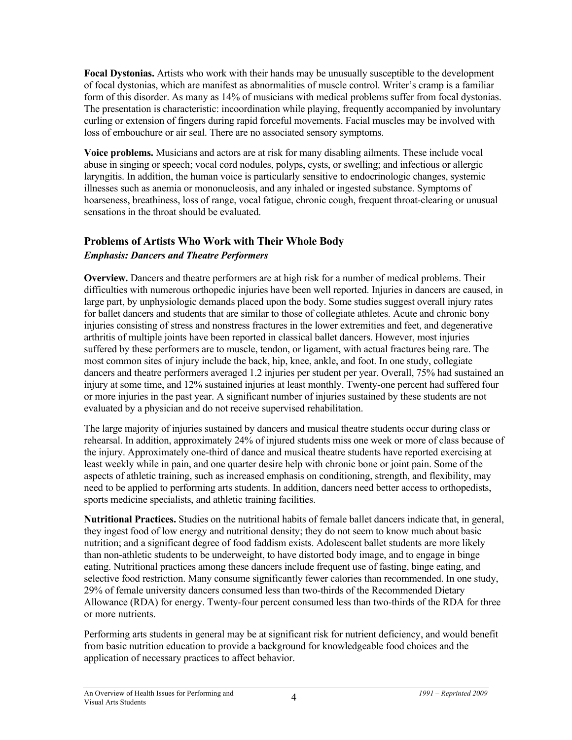**Focal Dystonias.** Artists who work with their hands may be unusually susceptible to the development of focal dystonias, which are manifest as abnormalities of muscle control. Writer's cramp is a familiar form of this disorder. As many as 14% of musicians with medical problems suffer from focal dystonias. The presentation is characteristic: incoordination while playing, frequently accompanied by involuntary curling or extension of fingers during rapid forceful movements. Facial muscles may be involved with loss of embouchure or air seal. There are no associated sensory symptoms.

**Voice problems.** Musicians and actors are at risk for many disabling ailments. These include vocal abuse in singing or speech; vocal cord nodules, polyps, cysts, or swelling; and infectious or allergic laryngitis. In addition, the human voice is particularly sensitive to endocrinologic changes, systemic illnesses such as anemia or mononucleosis, and any inhaled or ingested substance. Symptoms of hoarseness, breathiness, loss of range, vocal fatigue, chronic cough, frequent throat-clearing or unusual sensations in the throat should be evaluated.

## Problems of Artists Who Work with Their Whole Body

***Emphasis: Dancers and Theatre Performers***

**Overview.** Dancers and theatre performers are at high risk for a number of medical problems. Their difficulties with numerous orthopedic injuries have been well reported. Injuries in dancers are caused, in large part, by unphysiologic demands placed upon the body. Some studies suggest overall injury rates for ballet dancers and students that are similar to those of collegiate athletes. Acute and chronic bony injuries consisting of stress and nonstress fractures in the lower extremities and feet, and degenerative arthritis of multiple joints have been reported in classical ballet dancers. However, most injuries suffered by these performers are to muscle, tendon, or ligament, with actual fractures being rare. The most common sites of injury include the back, hip, knee, ankle, and foot. In one study, collegiate dancers and theatre performers averaged 1.2 injuries per student per year. Overall, 75% had sustained an injury at some time, and 12% sustained injuries at least monthly. Twenty-one percent had suffered four or more injuries in the past year. A significant number of injuries sustained by these students are not evaluated by a physician and do not receive supervised rehabilitation.

The large majority of injuries sustained by dancers and musical theatre students occur during class or rehearsal. In addition, approximately 24% of injured students miss one week or more of class because of the injury. Approximately one-third of dance and musical theatre students have reported exercising at least weekly while in pain, and one quarter desire help with chronic bone or joint pain. Some of the aspects of athletic training, such as increased emphasis on conditioning, strength, and flexibility, may need to be applied to performing arts students. In addition, dancers need better access to orthopedists, sports medicine specialists, and athletic training facilities.

**Nutritional Practices.** Studies on the nutritional habits of female ballet dancers indicate that, in general, they ingest food of low energy and nutritional density; they do not seem to know much about basic nutrition; and a significant degree of food faddism exists. Adolescent ballet students are more likely than non-athletic students to be underweight, to have distorted body image, and to engage in binge eating. Nutritional practices among these dancers include frequent use of fasting, binge eating, and selective food restriction. Many consume significantly fewer calories than recommended. In one study, 29% of female university dancers consumed less than two-thirds of the Recommended Dietary Allowance (RDA) for energy. Twenty-four percent consumed less than two-thirds of the RDA for three or more nutrients.

Performing arts students in general may be at significant risk for nutrient deficiency, and would benefit from basic nutrition education to provide a background for knowledgeable food choices and the application of necessary practices to affect behavior.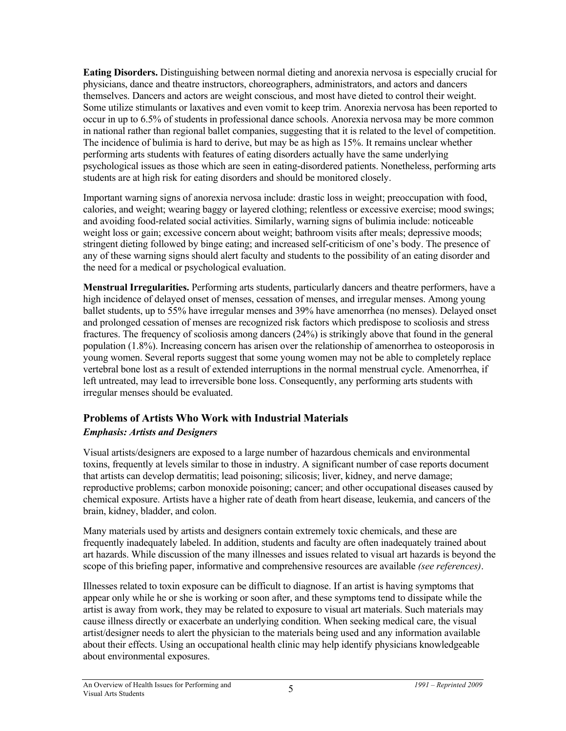**Eating Disorders.** Distinguishing between normal dieting and anorexia nervosa is especially crucial for physicians, dance and theatre instructors, choreographers, administrators, and actors and dancers themselves. Dancers and actors are weight conscious, and most have dieted to control their weight. Some utilize stimulants or laxatives and even vomit to keep trim. Anorexia nervosa has been reported to occur in up to 6.5% of students in professional dance schools. Anorexia nervosa may be more common in national rather than regional ballet companies, suggesting that it is related to the level of competition. The incidence of bulimia is hard to derive, but may be as high as 15%. It remains unclear whether performing arts students with features of eating disorders actually have the same underlying psychological issues as those which are seen in eating-disordered patients. Nonetheless, performing arts students are at high risk for eating disorders and should be monitored closely.

Important warning signs of anorexia nervosa include: drastic loss in weight; preoccupation with food, calories, and weight; wearing baggy or layered clothing; relentless or excessive exercise; mood swings; and avoiding food-related social activities. Similarly, warning signs of bulimia include: noticeable weight loss or gain; excessive concern about weight; bathroom visits after meals; depressive moods; stringent dieting followed by binge eating; and increased self-criticism of one's body. The presence of any of these warning signs should alert faculty and students to the possibility of an eating disorder and the need for a medical or psychological evaluation.

**Menstrual Irregularities.** Performing arts students, particularly dancers and theatre performers, have a high incidence of delayed onset of menses, cessation of menses, and irregular menses. Among young ballet students, up to 55% have irregular menses and 39% have amenorrhea (no menses). Delayed onset and prolonged cessation of menses are recognized risk factors which predispose to scoliosis and stress fractures. The frequency of scoliosis among dancers (24%) is strikingly above that found in the general population (1.8%). Increasing concern has arisen over the relationship of amenorrhea to osteoporosis in young women. Several reports suggest that some young women may not be able to completely replace vertebral bone lost as a result of extended interruptions in the normal menstrual cycle. Amenorrhea, if left untreated, may lead to irreversible bone loss. Consequently, any performing arts students with irregular menses should be evaluated.

## Problems of Artists Who Work with Industrial Materials

### *Emphasis: Artists and Designers*

Visual artists/designers are exposed to a large number of hazardous chemicals and environmental toxins, frequently at levels similar to those in industry. A significant number of case reports document that artists can develop dermatitis; lead poisoning; silicosis; liver, kidney, and nerve damage; reproductive problems; carbon monoxide poisoning; cancer; and other occupational diseases caused by chemical exposure. Artists have a higher rate of death from heart disease, leukemia, and cancers of the brain, kidney, bladder, and colon.

Many materials used by artists and designers contain extremely toxic chemicals, and these are frequently inadequately labeled. In addition, students and faculty are often inadequately trained about art hazards. While discussion of the many illnesses and issues related to visual art hazards is beyond the scope of this briefing paper, informative and comprehensive resources are available *(see references)*.

Illnesses related to toxin exposure can be difficult to diagnose. If an artist is having symptoms that appear only while he or she is working or soon after, and these symptoms tend to dissipate while the artist is away from work, they may be related to exposure to visual art materials. Such materials may cause illness directly or exacerbate an underlying condition. When seeking medical care, the visual artist/designer needs to alert the physician to the materials being used and any information available about their effects. Using an occupational health clinic may help identify physicians knowledgeable about environmental exposures.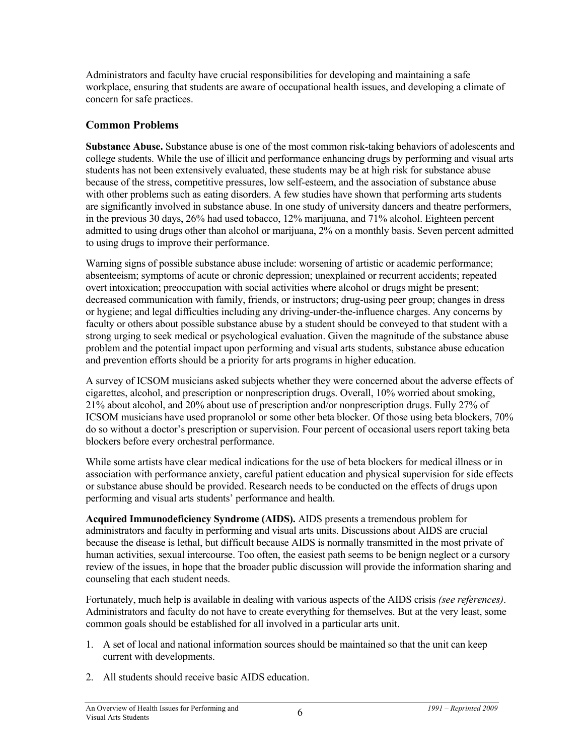Administrators and faculty have crucial responsibilities for developing and maintaining a safe workplace, ensuring that students are aware of occupational health issues, and developing a climate of concern for safe practices.

## Common Problems

**Substance Abuse.** Substance abuse is one of the most common risk-taking behaviors of adolescents and college students. While the use of illicit and performance enhancing drugs by performing and visual arts students has not been extensively evaluated, these students may be at high risk for substance abuse because of the stress, competitive pressures, low self-esteem, and the association of substance abuse with other problems such as eating disorders. A few studies have shown that performing arts students are significantly involved in substance abuse. In one study of university dancers and theatre performers, in the previous 30 days, 26% had used tobacco, 12% marijuana, and 71% alcohol. Eighteen percent admitted to using drugs other than alcohol or marijuana, 2% on a monthly basis. Seven percent admitted to using drugs to improve their performance.

Warning signs of possible substance abuse include: worsening of artistic or academic performance; absenteeism; symptoms of acute or chronic depression; unexplained or recurrent accidents; repeated overt intoxication; preoccupation with social activities where alcohol or drugs might be present; decreased communication with family, friends, or instructors; drug-using peer group; changes in dress or hygiene; and legal difficulties including any driving-under-the-influence charges. Any concerns by faculty or others about possible substance abuse by a student should be conveyed to that student with a strong urging to seek medical or psychological evaluation. Given the magnitude of the substance abuse problem and the potential impact upon performing and visual arts students, substance abuse education and prevention efforts should be a priority for arts programs in higher education.

A survey of ICSOM musicians asked subjects whether they were concerned about the adverse effects of cigarettes, alcohol, and prescription or nonprescription drugs. Overall, 10% worried about smoking, 21% about alcohol, and 20% about use of prescription and/or nonprescription drugs. Fully 27% of ICSOM musicians have used propranolol or some other beta blocker. Of those using beta blockers, 70% do so without a doctor's prescription or supervision. Four percent of occasional users report taking beta blockers before every orchestral performance.

While some artists have clear medical indications for the use of beta blockers for medical illness or in association with performance anxiety, careful patient education and physical supervision for side effects or substance abuse should be provided. Research needs to be conducted on the effects of drugs upon performing and visual arts students' performance and health.

**Acquired Immunodeficiency Syndrome (AIDS).** AIDS presents a tremendous problem for administrators and faculty in performing and visual arts units. Discussions about AIDS are crucial because the disease is lethal, but difficult because AIDS is normally transmitted in the most private of human activities, sexual intercourse. Too often, the easiest path seems to be benign neglect or a cursory review of the issues, in hope that the broader public discussion will provide the information sharing and counseling that each student needs.

Fortunately, much help is available in dealing with various aspects of the AIDS crisis *(see references)*. Administrators and faculty do not have to create everything for themselves. But at the very least, some common goals should be established for all involved in a particular arts unit.

1. A set of local and national information sources should be maintained so that the unit can keep current with developments.
2. All students should receive basic AIDS education.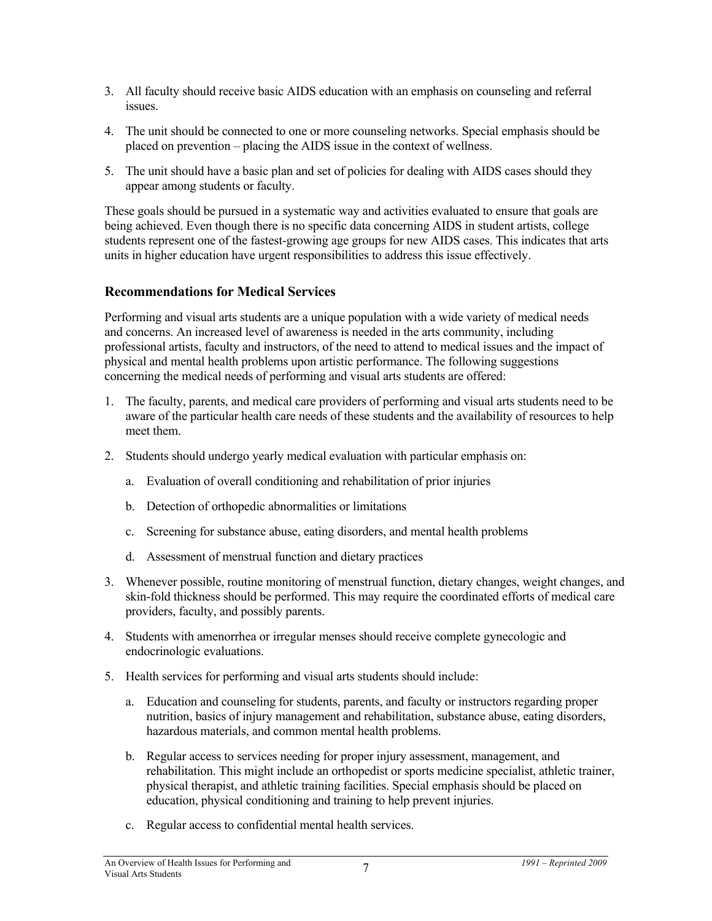3. All faculty should receive basic AIDS education with an emphasis on counseling and referral issues.

4. The unit should be connected to one or more counseling networks. Special emphasis should be placed on prevention – placing the AIDS issue in the context of wellness.

5. The unit should have a basic plan and set of policies for dealing with AIDS cases should they appear among students or faculty.

These goals should be pursued in a systematic way and activities evaluated to ensure that goals are being achieved. Even though there is no specific data concerning AIDS in student artists, college students represent one of the fastest-growing age groups for new AIDS cases. This indicates that arts units in higher education have urgent responsibilities to address this issue effectively.

### Recommendations for Medical Services

Performing and visual arts students are a unique population with a wide variety of medical needs and concerns. An increased level of awareness is needed in the arts community, including professional artists, faculty and instructors, of the need to attend to medical issues and the impact of physical and mental health problems upon artistic performance. The following suggestions concerning the medical needs of performing and visual arts students are offered:

1. The faculty, parents, and medical care providers of performing and visual arts students need to be aware of the particular health care needs of these students and the availability of resources to help meet them.

2. Students should undergo yearly medical evaluation with particular emphasis on:

   a. Evaluation of overall conditioning and rehabilitation of prior injuries

   b. Detection of orthopedic abnormalities or limitations

   c. Screening for substance abuse, eating disorders, and mental health problems

   d. Assessment of menstrual function and dietary practices

3. Whenever possible, routine monitoring of menstrual function, dietary changes, weight changes, and skin-fold thickness should be performed. This may require the coordinated efforts of medical care providers, faculty, and possibly parents.

4. Students with amenorrhea or irregular menses should receive complete gynecologic and endocrinologic evaluations.

5. Health services for performing and visual arts students should include:

   a. Education and counseling for students, parents, and faculty or instructors regarding proper nutrition, basics of injury management and rehabilitation, substance abuse, eating disorders, hazardous materials, and common mental health problems.

   b. Regular access to services needing for proper injury assessment, management, and rehabilitation. This might include an orthopedist or sports medicine specialist, athletic trainer, physical therapist, and athletic training facilities. Special emphasis should be placed on education, physical conditioning and training to help prevent injuries.

   c. Regular access to confidential mental health services.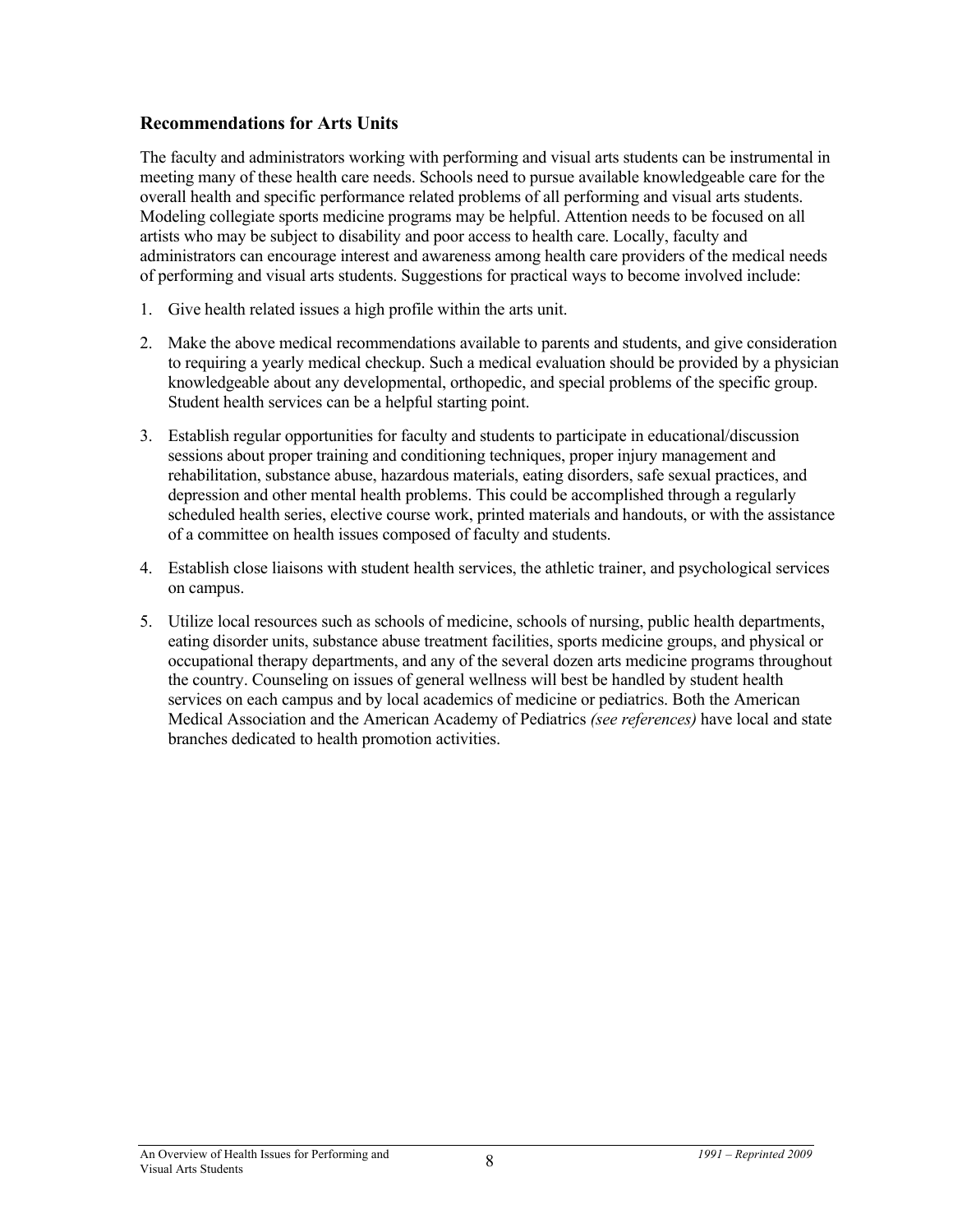## Recommendations for Arts Units

The faculty and administrators working with performing and visual arts students can be instrumental in meeting many of these health care needs. Schools need to pursue available knowledgeable care for the overall health and specific performance related problems of all performing and visual arts students. Modeling collegiate sports medicine programs may be helpful. Attention needs to be focused on all artists who may be subject to disability and poor access to health care. Locally, faculty and administrators can encourage interest and awareness among health care providers of the medical needs of performing and visual arts students. Suggestions for practical ways to become involved include:

1. Give health related issues a high profile within the arts unit.

2. Make the above medical recommendations available to parents and students, and give consideration to requiring a yearly medical checkup. Such a medical evaluation should be provided by a physician knowledgeable about any developmental, orthopedic, and special problems of the specific group. Student health services can be a helpful starting point.

3. Establish regular opportunities for faculty and students to participate in educational/discussion sessions about proper training and conditioning techniques, proper injury management and rehabilitation, substance abuse, hazardous materials, eating disorders, safe sexual practices, and depression and other mental health problems. This could be accomplished through a regularly scheduled health series, elective course work, printed materials and handouts, or with the assistance of a committee on health issues composed of faculty and students.

4. Establish close liaisons with student health services, the athletic trainer, and psychological services on campus.

5. Utilize local resources such as schools of medicine, schools of nursing, public health departments, eating disorder units, substance abuse treatment facilities, sports medicine groups, and physical or occupational therapy departments, and any of the several dozen arts medicine programs throughout the country. Counseling on issues of general wellness will best be handled by student health services on each campus and by local academics of medicine or pediatrics. Both the American Medical Association and the American Academy of Pediatrics *(see references)* have local and state branches dedicated to health promotion activities.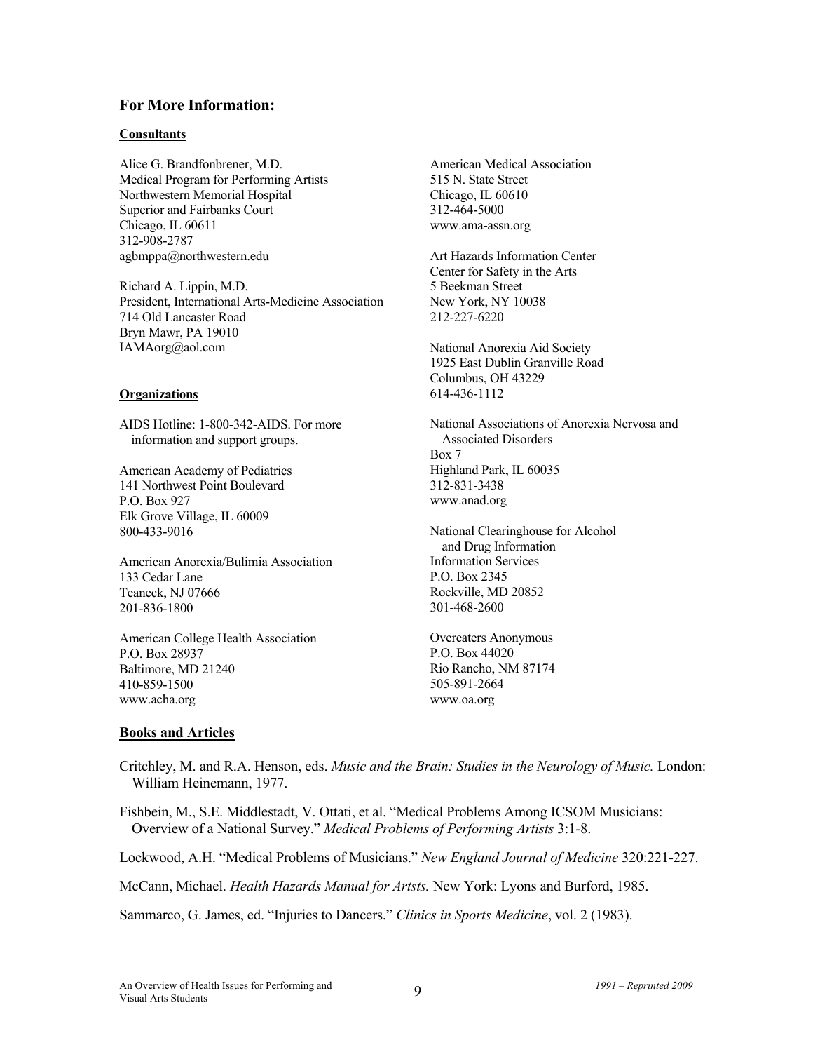## For More Information:

**Consultants**

Alice G. Brandfonbrener, M.D.
Medical Program for Performing Artists
Northwestern Memorial Hospital
Superior and Fairbanks Court
Chicago, IL 60611
312-908-2787
agbmppa@northwestern.edu

Richard A. Lippin, M.D.
President, International Arts-Medicine Association
714 Old Lancaster Road
Bryn Mawr, PA 19010
IAMAorg@aol.com

**Organizations**

AIDS Hotline: 1-800-342-AIDS. For more information and support groups.

American Academy of Pediatrics
141 Northwest Point Boulevard
P.O. Box 927
Elk Grove Village, IL 60009
800-433-9016

American Anorexia/Bulimia Association
133 Cedar Lane
Teaneck, NJ 07666
201-836-1800

American College Health Association
P.O. Box 28937
Baltimore, MD 21240
410-859-1500
www.acha.org

American Medical Association
515 N. State Street
Chicago, IL 60610
312-464-5000
www.ama-assn.org

Art Hazards Information Center
Center for Safety in the Arts
5 Beekman Street
New York, NY 10038
212-227-6220

National Anorexia Aid Society
1925 East Dublin Granville Road
Columbus, OH 43229
614-436-1112

National Associations of Anorexia Nervosa and Associated Disorders
Box 7
Highland Park, IL 60035
312-831-3438
www.anad.org

National Clearinghouse for Alcohol and Drug Information
Information Services
P.O. Box 2345
Rockville, MD 20852
301-468-2600

Overeaters Anonymous
P.O. Box 44020
Rio Rancho, NM 87174
505-891-2664
www.oa.org

**Books and Articles**

Critchley, M. and R.A. Henson, eds. *Music and the Brain: Studies in the Neurology of Music.* London: William Heinemann, 1977.

Fishbein, M., S.E. Middlestadt, V. Ottati, et al. "Medical Problems Among ICSOM Musicians: Overview of a National Survey." *Medical Problems of Performing Artists* 3:1-8.

Lockwood, A.H. "Medical Problems of Musicians." *New England Journal of Medicine* 320:221-227.

McCann, Michael. *Health Hazards Manual for Artsts.* New York: Lyons and Burford, 1985.

Sammarco, G. James, ed. "Injuries to Dancers." *Clinics in Sports Medicine*, vol. 2 (1983).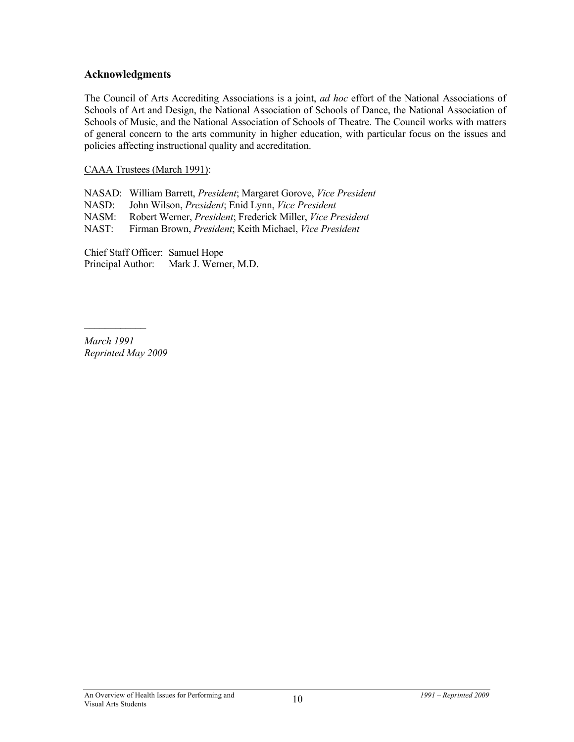## Acknowledgments

The Council of Arts Accrediting Associations is a joint, *ad hoc* effort of the National Associations of Schools of Art and Design, the National Association of Schools of Dance, the National Association of Schools of Music, and the National Association of Schools of Theatre. The Council works with matters of general concern to the arts community in higher education, with particular focus on the issues and policies affecting instructional quality and accreditation.

CAAA Trustees (March 1991):

NASAD: William Barrett, *President*; Margaret Gorove, *Vice President*
NASD: John Wilson, *President*; Enid Lynn, *Vice President*
NASM: Robert Werner, *President*; Frederick Miller, *Vice President*
NAST: Firman Brown, *President*; Keith Michael, *Vice President*

Chief Staff Officer: Samuel Hope
Principal Author: Mark J. Werner, M.D.

---

*March 1991*
*Reprinted May 2009*